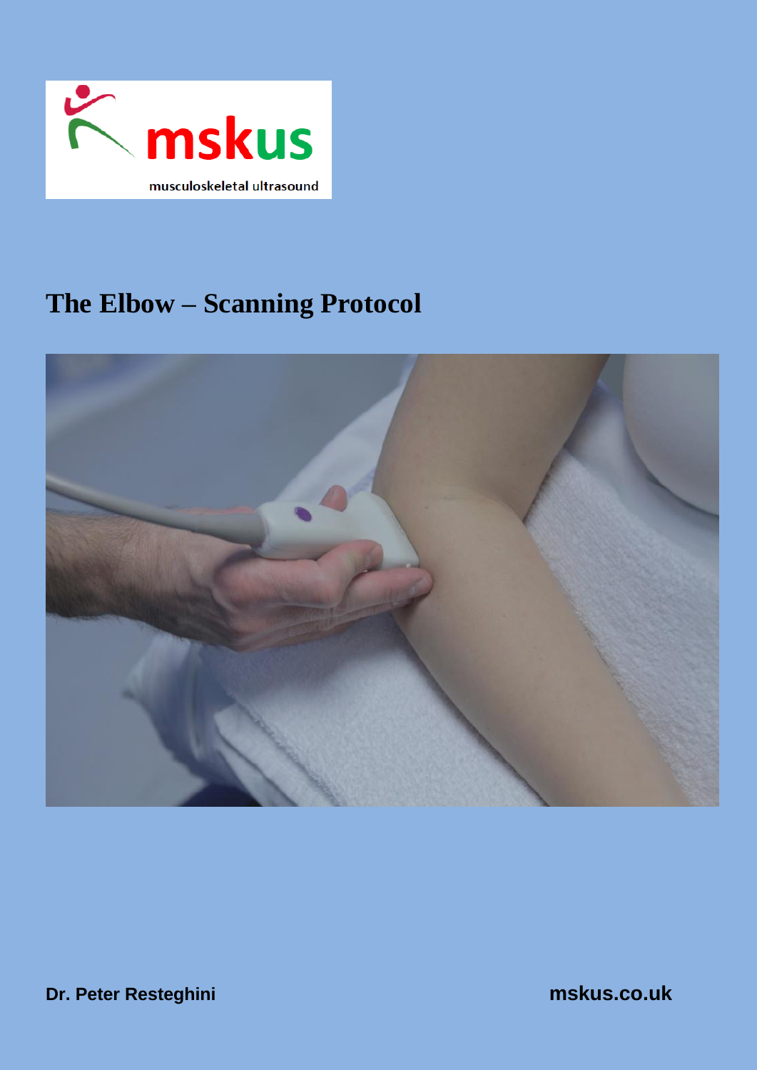mskus

musculoskeletal ultrasound

# The Elbow – Scanning Protocol

**Dr. Peter Resteghini**

**mskus.co.uk**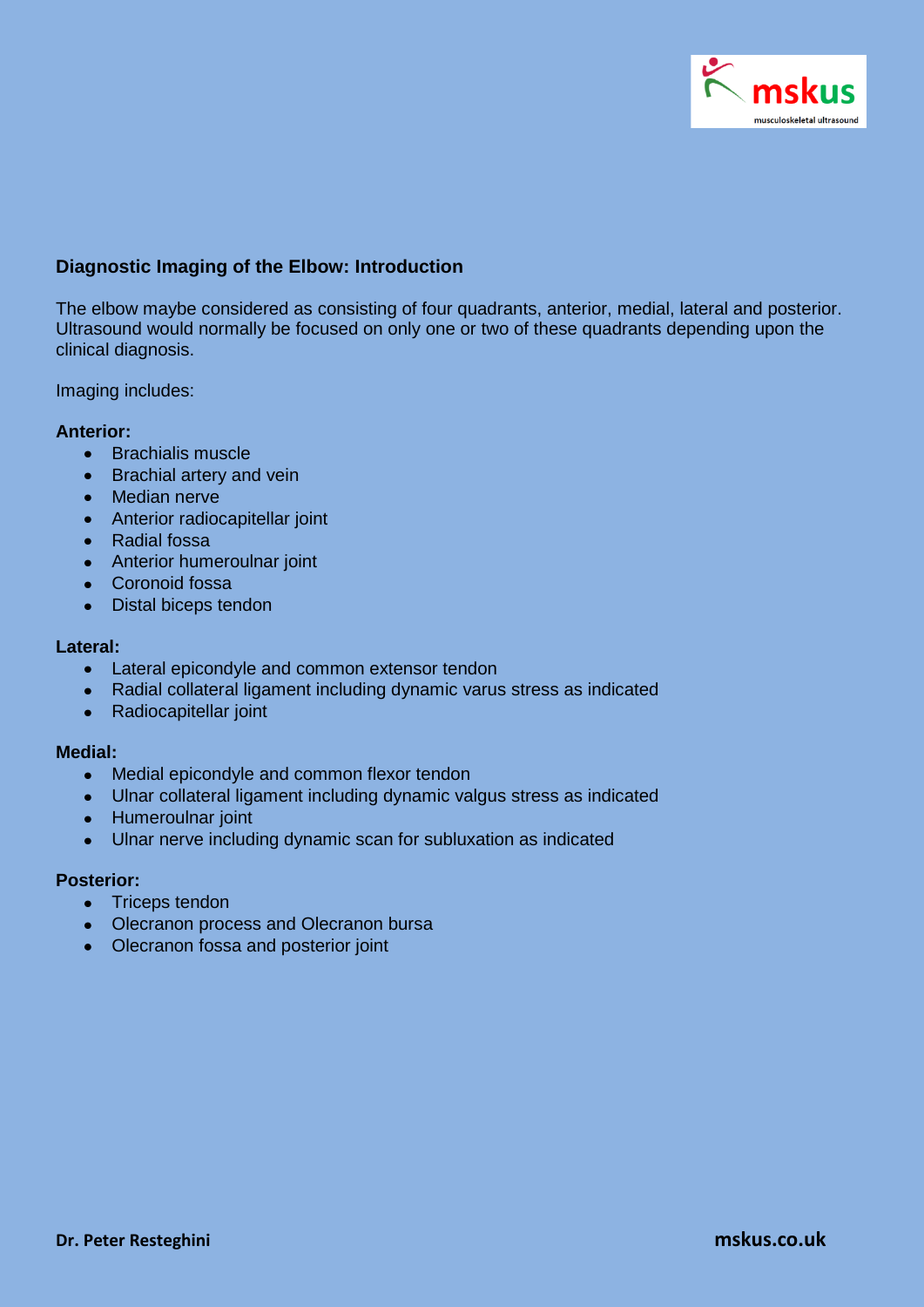## Diagnostic Imaging of the Elbow: Introduction

The elbow maybe considered as consisting of four quadrants, anterior, medial, lateral and posterior. Ultrasound would normally be focused on only one or two of these quadrants depending upon the clinical diagnosis.

Imaging includes:

**Anterior:**

- Brachialis muscle
- Brachial artery and vein
- Median nerve
- Anterior radiocapitellar joint
- Radial fossa
- Anterior humeroulnar joint
- Coronoid fossa
- Distal biceps tendon

**Lateral:**

- Lateral epicondyle and common extensor tendon
- Radial collateral ligament including dynamic varus stress as indicated
- Radiocapitellar joint

**Medial:**

- Medial epicondyle and common flexor tendon
- Ulnar collateral ligament including dynamic valgus stress as indicated
- Humeroulnar joint
- Ulnar nerve including dynamic scan for subluxation as indicated

**Posterior:**

- Triceps tendon
- Olecranon process and Olecranon bursa
- Olecranon fossa and posterior joint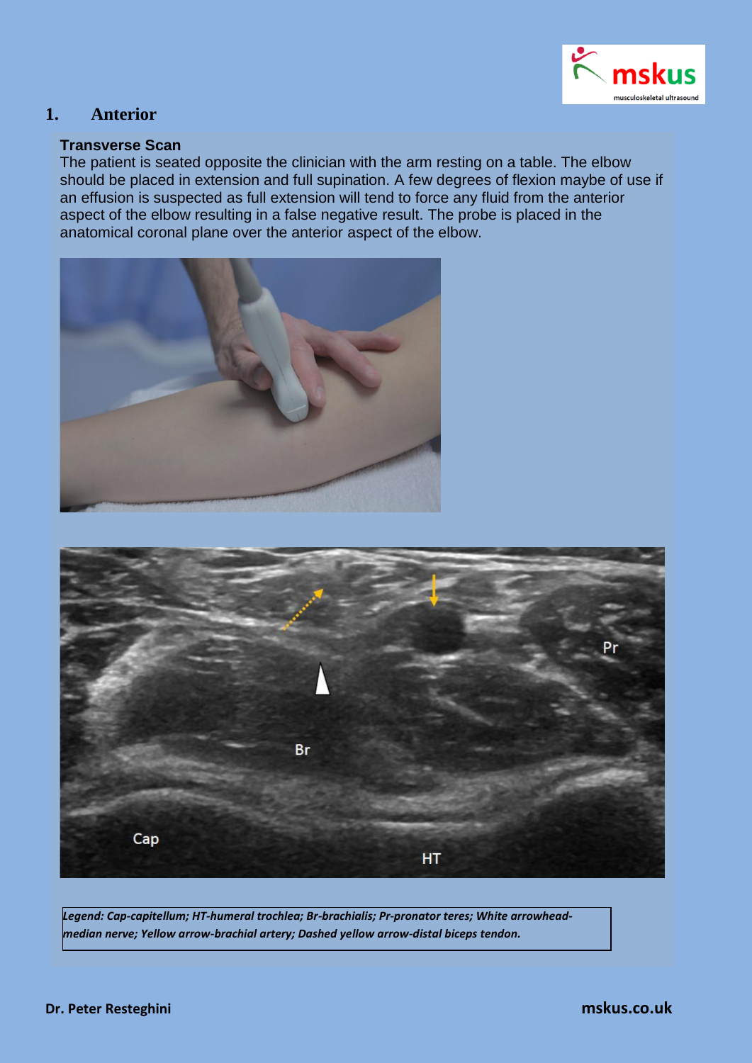## 1. Anterior

### Transverse Scan

The patient is seated opposite the clinician with the arm resting on a table. The elbow should be placed in extension and full supination. A few degrees of flexion maybe of use if an effusion is suspected as full extension will tend to force any fluid from the anterior aspect of the elbow resulting in a false negative result. The probe is placed in the anatomical coronal plane over the anterior aspect of the elbow.

*Legend: Cap-capitellum; HT-humeral trochlea; Br-brachialis; Pr-pronator teres; White arrowhead-median nerve; Yellow arrow-brachial artery; Dashed yellow arrow-distal biceps tendon.*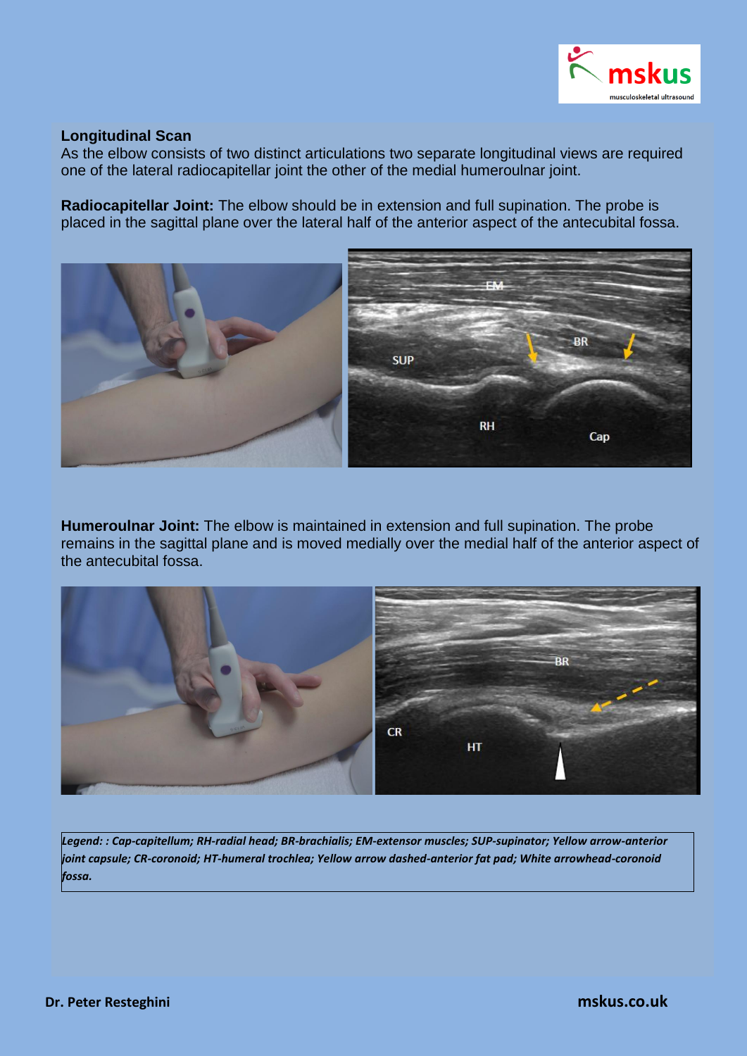## Longitudinal Scan

As the elbow consists of two distinct articulations two separate longitudinal views are required one of the lateral radiocapitellar joint the other of the medial humeroulnar joint.

**Radiocapitellar Joint:** The elbow should be in extension and full supination. The probe is placed in the sagittal plane over the lateral half of the anterior aspect of the antecubital fossa.

**Humeroulnar Joint:** The elbow is maintained in extension and full supination. The probe remains in the sagittal plane and is moved medially over the medial half of the anterior aspect of the antecubital fossa.

*Legend: : Cap-capitellum; RH-radial head; BR-brachialis; EM-extensor muscles; SUP-supinator; Yellow arrow-anterior joint capsule; CR-coronoid; HT-humeral trochlea; Yellow arrow dashed-anterior fat pad; White arrowhead-coronoid fossa.*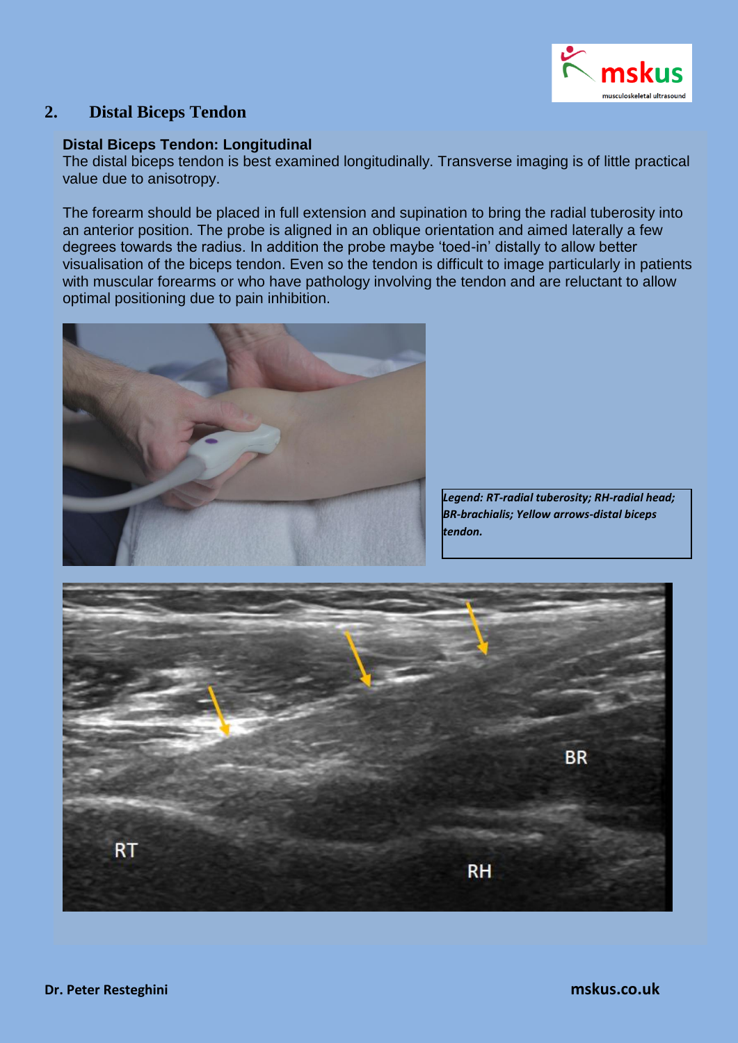## 2. Distal Biceps Tendon

### Distal Biceps Tendon: Longitudinal

The distal biceps tendon is best examined longitudinally. Transverse imaging is of little practical value due to anisotropy.

The forearm should be placed in full extension and supination to bring the radial tuberosity into an anterior position. The probe is aligned in an oblique orientation and aimed laterally a few degrees towards the radius. In addition the probe maybe 'toed-in' distally to allow better visualisation of the biceps tendon. Even so the tendon is difficult to image particularly in patients with muscular forearms or who have pathology involving the tendon and are reluctant to allow optimal positioning due to pain inhibition.

***Legend: RT-radial tuberosity; RH-radial head; BR-brachialis; Yellow arrows-distal biceps tendon.***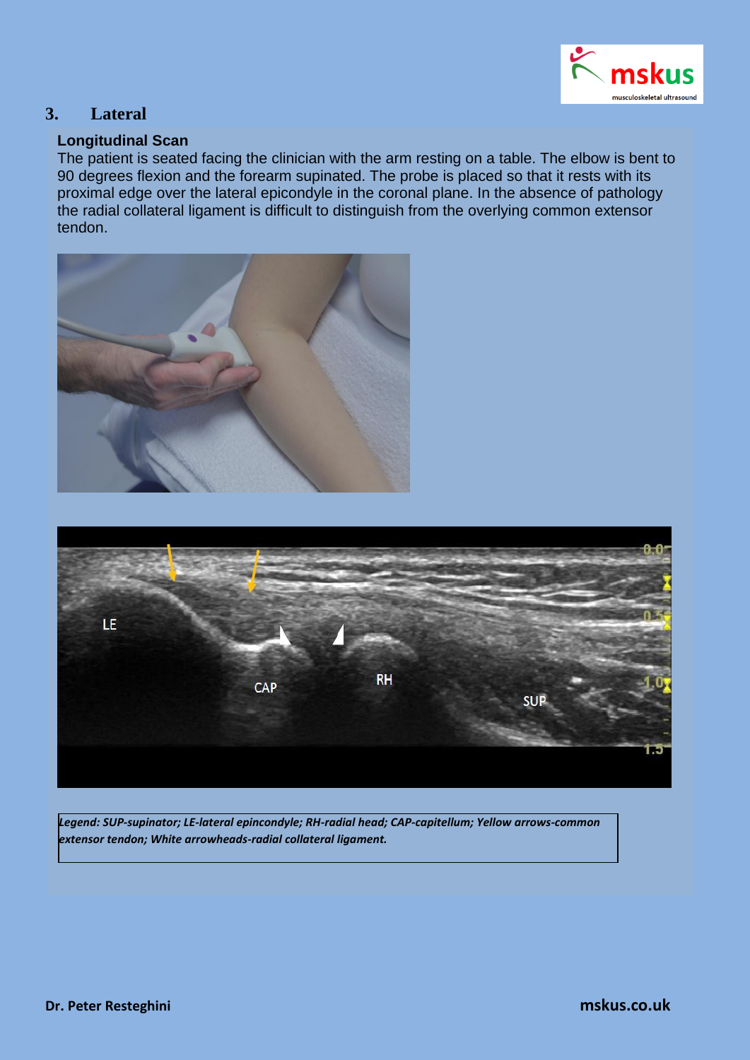## 3. Lateral

### Longitudinal Scan

The patient is seated facing the clinician with the arm resting on a table. The elbow is bent to 90 degrees flexion and the forearm supinated. The probe is placed so that it rests with its proximal edge over the lateral epicondyle in the coronal plane. In the absence of pathology the radial collateral ligament is difficult to distinguish from the overlying common extensor tendon.

*Legend: SUP-supinator; LE-lateral epincondyle; RH-radial head; CAP-capitellum; Yellow arrows-common extensor tendon; White arrowheads-radial collateral ligament.*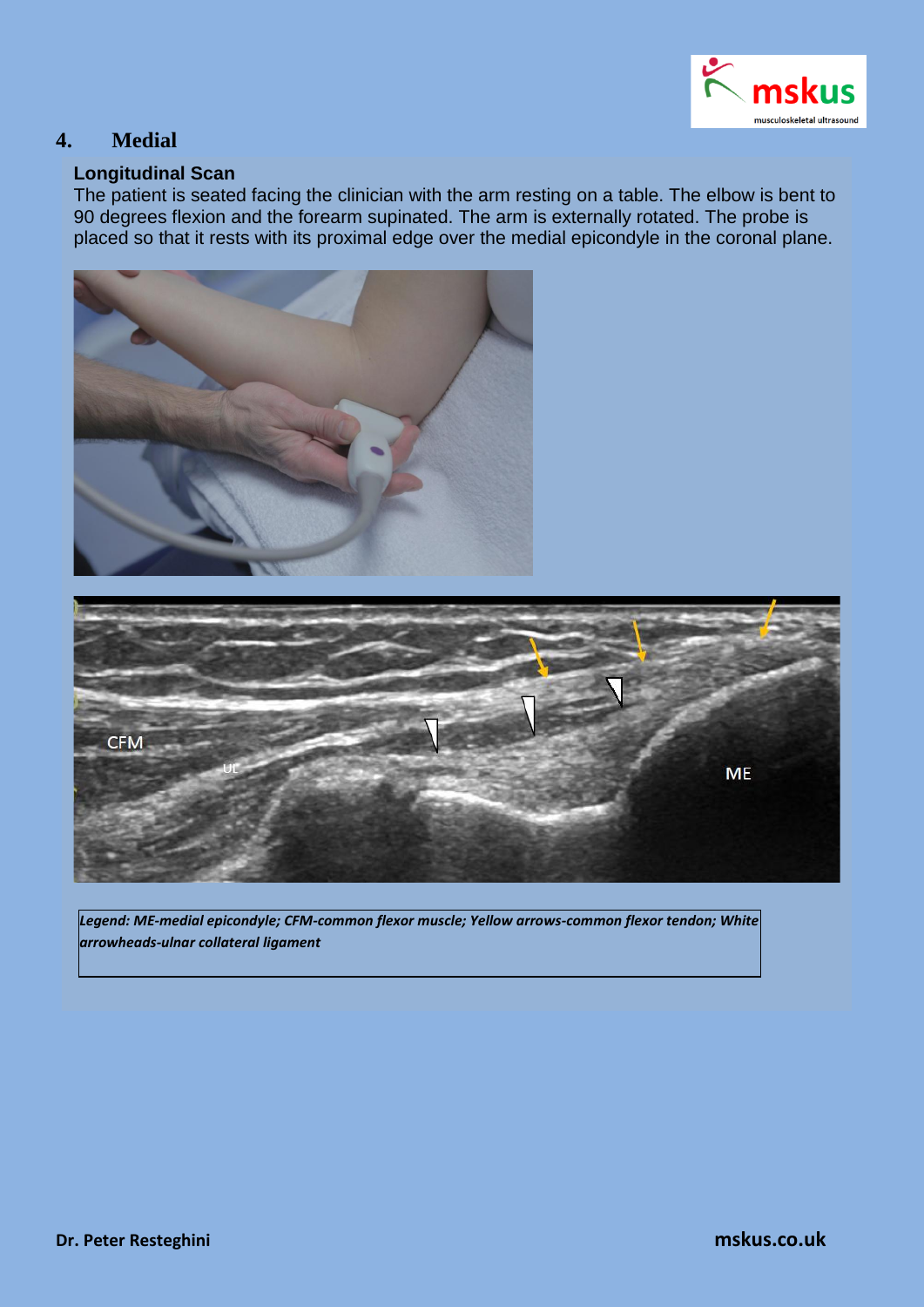## 4. Medial

### Longitudinal Scan

The patient is seated facing the clinician with the arm resting on a table. The elbow is bent to 90 degrees flexion and the forearm supinated. The arm is externally rotated. The probe is placed so that it rests with its proximal edge over the medial epicondyle in the coronal plane.

*Legend: ME-medial epicondyle; CFM-common flexor muscle; Yellow arrows-common flexor tendon; White arrowheads-ulnar collateral ligament*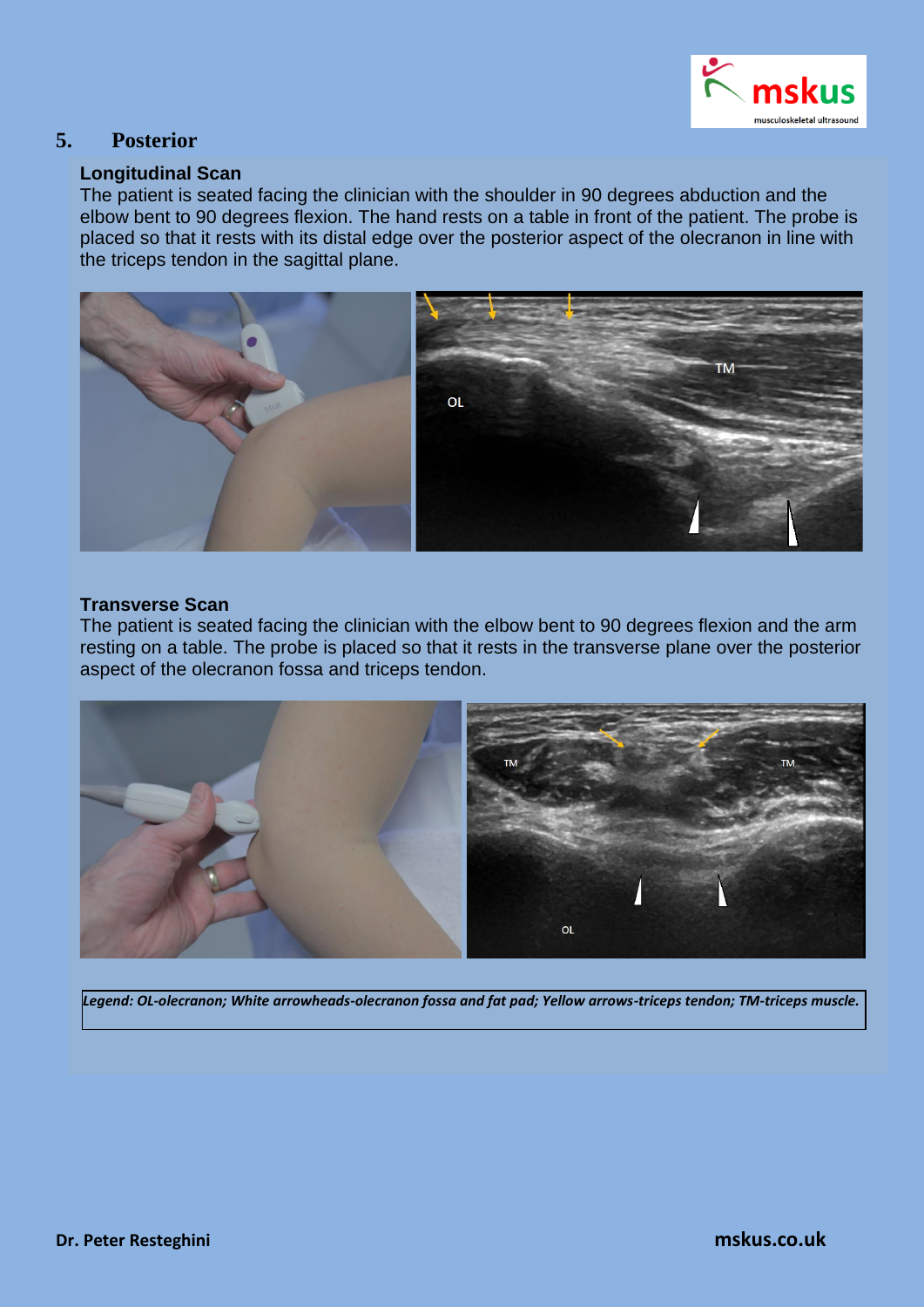## 5. Posterior

### Longitudinal Scan

The patient is seated facing the clinician with the shoulder in 90 degrees abduction and the elbow bent to 90 degrees flexion. The hand rests on a table in front of the patient. The probe is placed so that it rests with its distal edge over the posterior aspect of the olecranon in line with the triceps tendon in the sagittal plane.

### Transverse Scan

The patient is seated facing the clinician with the elbow bent to 90 degrees flexion and the arm resting on a table. The probe is placed so that it rests in the transverse plane over the posterior aspect of the olecranon fossa and triceps tendon.

*Legend: OL-olecranon; White arrowheads-olecranon fossa and fat pad; Yellow arrows-triceps tendon; TM-triceps muscle.*